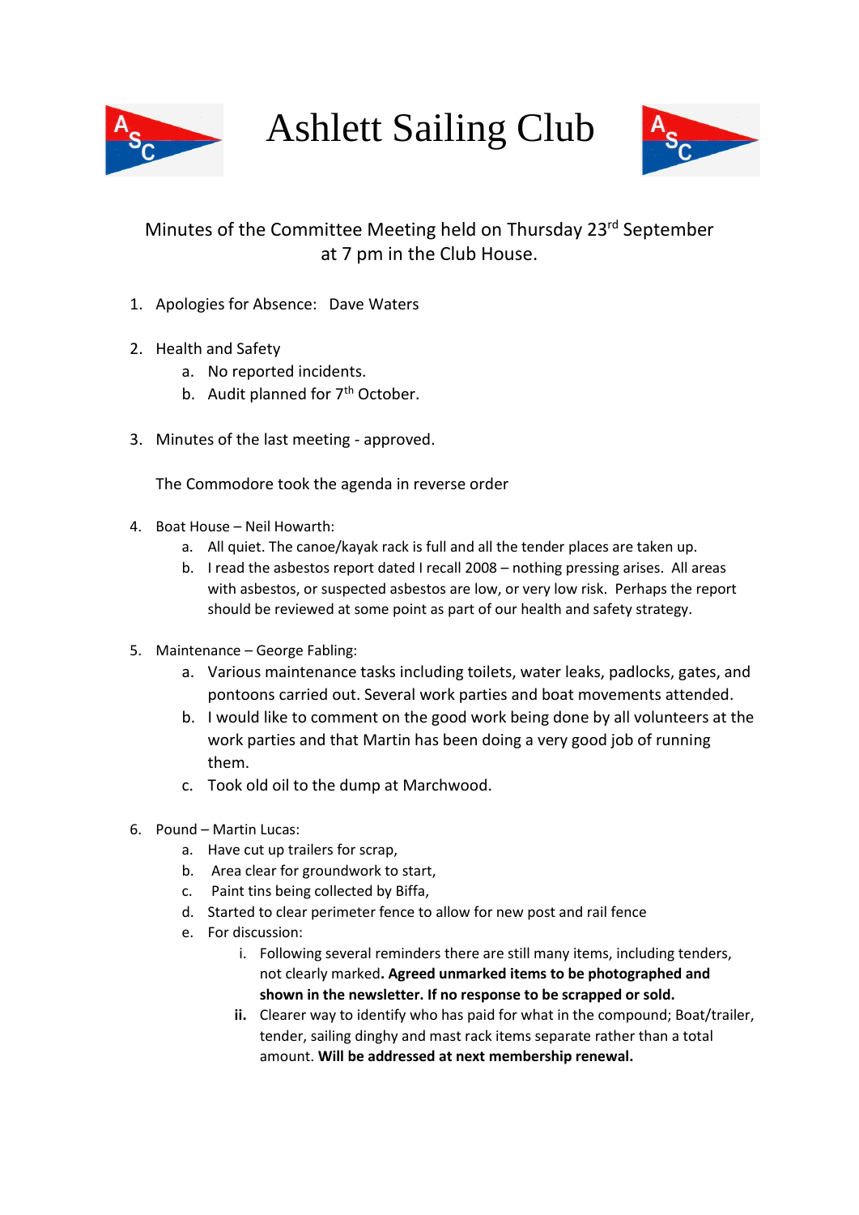# Ashlett Sailing Club

Minutes of the Committee Meeting held on Thursday 23rd September at 7 pm in the Club House.

1. Apologies for Absence: Dave Waters

2. Health and Safety
   a. No reported incidents.
   b. Audit planned for 7th October.

3. Minutes of the last meeting - approved.

   The Commodore took the agenda in reverse order

4. Boat House – Neil Howarth:
   a. All quiet. The canoe/kayak rack is full and all the tender places are taken up.
   b. I read the asbestos report dated I recall 2008 – nothing pressing arises. All areas with asbestos, or suspected asbestos are low, or very low risk. Perhaps the report should be reviewed at some point as part of our health and safety strategy.

5. Maintenance – George Fabling:
   a. Various maintenance tasks including toilets, water leaks, padlocks, gates, and pontoons carried out. Several work parties and boat movements attended.
   b. I would like to comment on the good work being done by all volunteers at the work parties and that Martin has been doing a very good job of running them.
   c. Took old oil to the dump at Marchwood.

6. Pound – Martin Lucas:
   a. Have cut up trailers for scrap,
   b. Area clear for groundwork to start,
   c. Paint tins being collected by Biffa,
   d. Started to clear perimeter fence to allow for new post and rail fence
   e. For discussion:
      i. Following several reminders there are still many items, including tenders, not clearly marked. **Agreed unmarked items to be photographed and shown in the newsletter. If no response to be scrapped or sold.**
      ii. Clearer way to identify who has paid for what in the compound; Boat/trailer, tender, sailing dinghy and mast rack items separate rather than a total amount. **Will be addressed at next membership renewal.**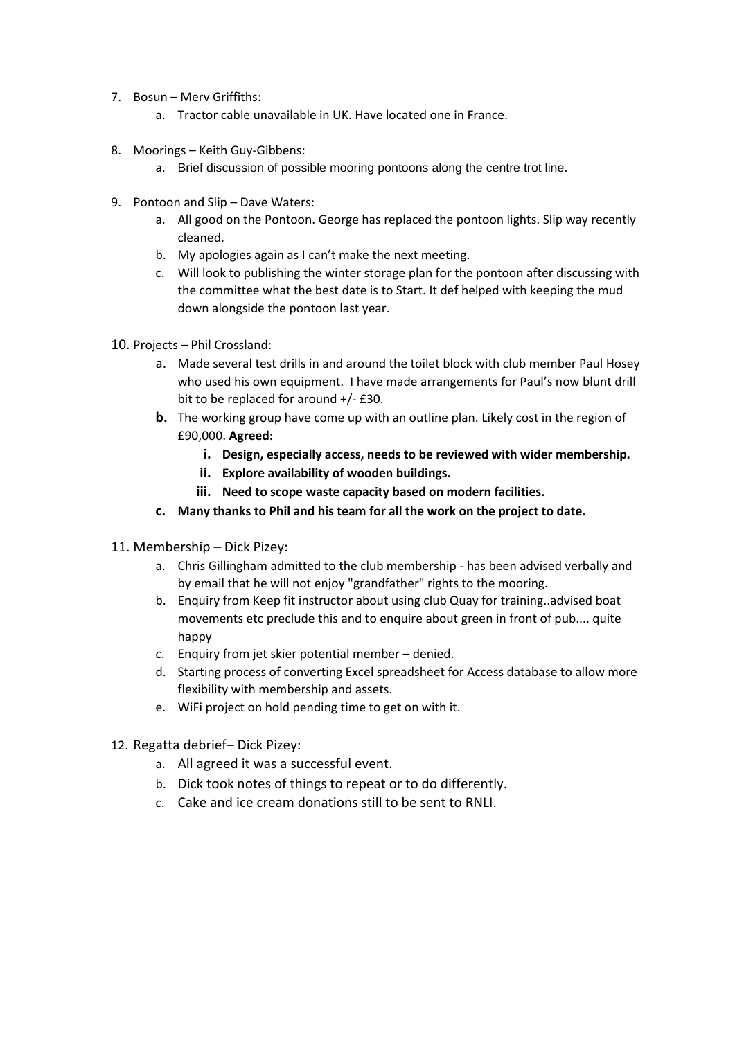7. Bosun – Merv Griffiths:
    a. Tractor cable unavailable in UK. Have located one in France.

8. Moorings – Keith Guy-Gibbens:
    a. Brief discussion of possible mooring pontoons along the centre trot line.

9. Pontoon and Slip – Dave Waters:
    a. All good on the Pontoon. George has replaced the pontoon lights. Slip way recently cleaned.
    b. My apologies again as I can't make the next meeting.
    c. Will look to publishing the winter storage plan for the pontoon after discussing with the committee what the best date is to Start. It def helped with keeping the mud down alongside the pontoon last year.

10. Projects – Phil Crossland:
    a. Made several test drills in and around the toilet block with club member Paul Hosey who used his own equipment. I have made arrangements for Paul's now blunt drill bit to be replaced for around +/- £30.
    b. The working group have come up with an outline plan. Likely cost in the region of £90,000. **Agreed:**
        i. **Design, especially access, needs to be reviewed with wider membership.**
        ii. **Explore availability of wooden buildings.**
        iii. **Need to scope waste capacity based on modern facilities.**
    c. **Many thanks to Phil and his team for all the work on the project to date.**

11. Membership – Dick Pizey:
    a. Chris Gillingham admitted to the club membership - has been advised verbally and by email that he will not enjoy "grandfather" rights to the mooring.
    b. Enquiry from Keep fit instructor about using club Quay for training..advised boat movements etc preclude this and to enquire about green in front of pub.... quite happy
    c. Enquiry from jet skier potential member – denied.
    d. Starting process of converting Excel spreadsheet for Access database to allow more flexibility with membership and assets.
    e. WiFi project on hold pending time to get on with it.

12. Regatta debrief– Dick Pizey:
    a. All agreed it was a successful event.
    b. Dick took notes of things to repeat or to do differently.
    c. Cake and ice cream donations still to be sent to RNLI.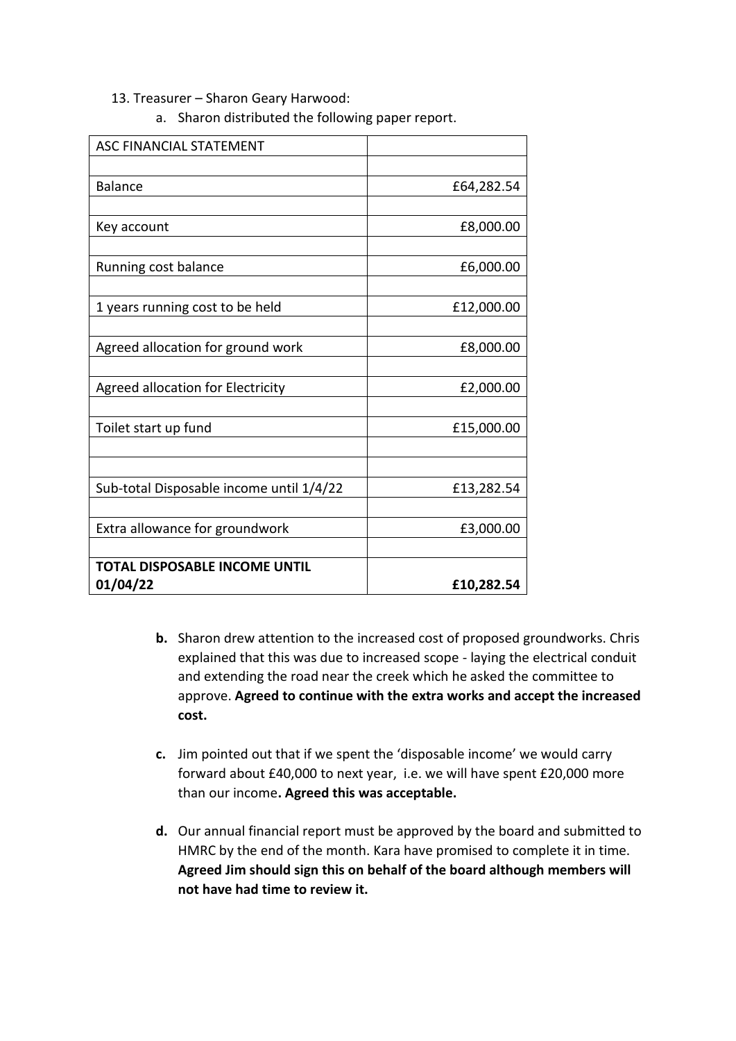13. Treasurer – Sharon Geary Harwood:
    a. Sharon distributed the following paper report.

| ASC FINANCIAL STATEMENT | |
|---|---|
| | |
| Balance | £64,282.54 |
| | |
| Key account | £8,000.00 |
| | |
| Running cost balance | £6,000.00 |
| | |
| 1 years running cost to be held | £12,000.00 |
| | |
| Agreed allocation for ground work | £8,000.00 |
| | |
| Agreed allocation for Electricity | £2,000.00 |
| | |
| Toilet start up fund | £15,000.00 |
| | |
| | |
| Sub-total Disposable income until 1/4/22 | £13,282.54 |
| | |
| Extra allowance for groundwork | £3,000.00 |
| | |
| **TOTAL DISPOSABLE INCOME UNTIL 01/04/22** | **£10,282.54** |

b. Sharon drew attention to the increased cost of proposed groundworks. Chris explained that this was due to increased scope - laying the electrical conduit and extending the road near the creek which he asked the committee to approve. **Agreed to continue with the extra works and accept the increased cost.**

c. Jim pointed out that if we spent the 'disposable income' we would carry forward about £40,000 to next year, i.e. we will have spent £20,000 more than our income**. Agreed this was acceptable.**

d. Our annual financial report must be approved by the board and submitted to HMRC by the end of the month. Kara have promised to complete it in time. **Agreed Jim should sign this on behalf of the board although members will not have had time to review it.**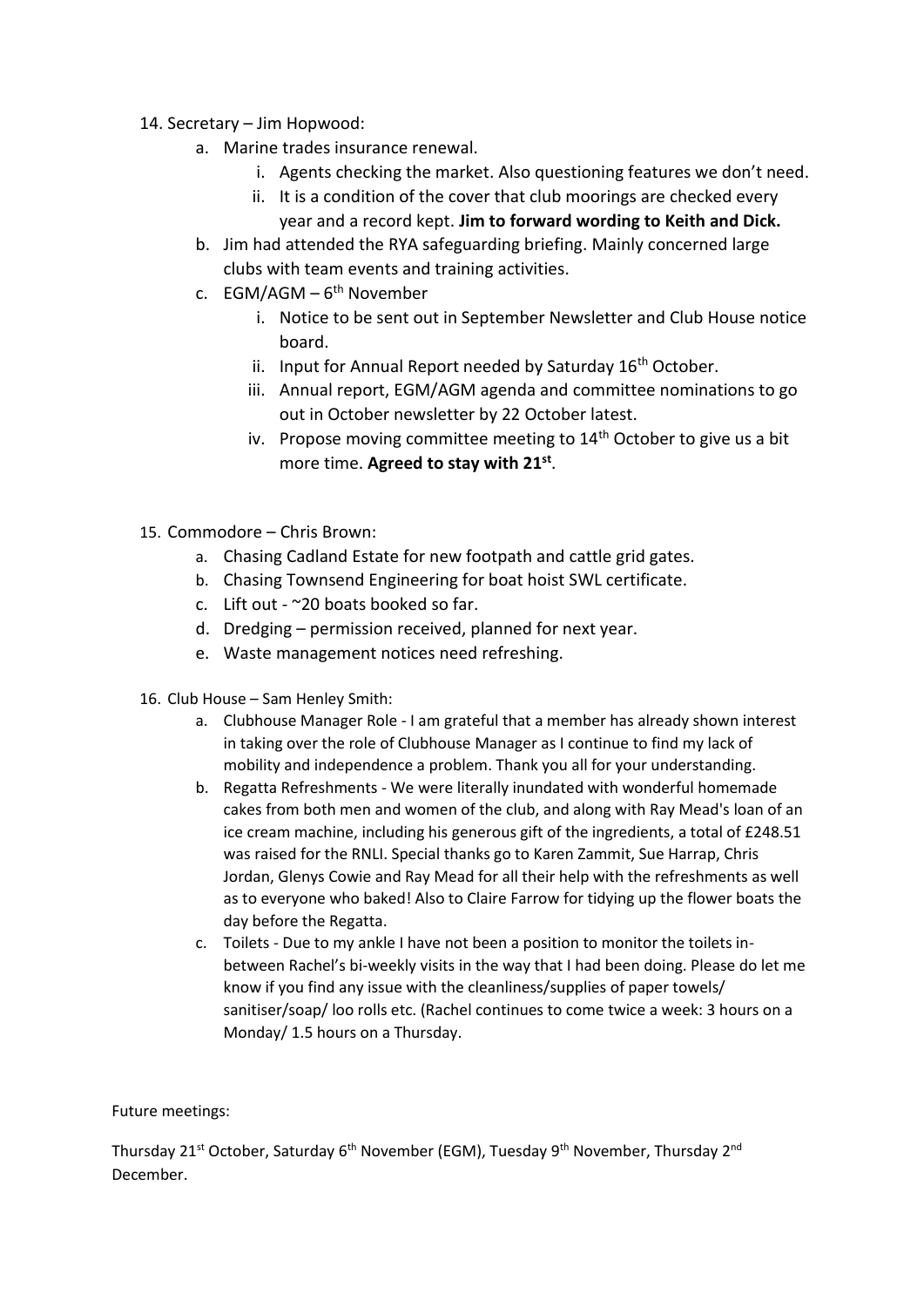14. Secretary – Jim Hopwood:
    a. Marine trades insurance renewal.
        i. Agents checking the market. Also questioning features we don't need.
        ii. It is a condition of the cover that club moorings are checked every year and a record kept. **Jim to forward wording to Keith and Dick.**
    b. Jim had attended the RYA safeguarding briefing. Mainly concerned large clubs with team events and training activities.
    c. EGM/AGM – 6th November
        i. Notice to be sent out in September Newsletter and Club House notice board.
        ii. Input for Annual Report needed by Saturday 16th October.
        iii. Annual report, EGM/AGM agenda and committee nominations to go out in October newsletter by 22 October latest.
        iv. Propose moving committee meeting to 14th October to give us a bit more time. **Agreed to stay with 21st**.

15. Commodore – Chris Brown:
    a. Chasing Cadland Estate for new footpath and cattle grid gates.
    b. Chasing Townsend Engineering for boat hoist SWL certificate.
    c. Lift out - ~20 boats booked so far.
    d. Dredging – permission received, planned for next year.
    e. Waste management notices need refreshing.

16. Club House – Sam Henley Smith:
    a. Clubhouse Manager Role - I am grateful that a member has already shown interest in taking over the role of Clubhouse Manager as I continue to find my lack of mobility and independence a problem. Thank you all for your understanding.
    b. Regatta Refreshments - We were literally inundated with wonderful homemade cakes from both men and women of the club, and along with Ray Mead's loan of an ice cream machine, including his generous gift of the ingredients, a total of £248.51 was raised for the RNLI. Special thanks go to Karen Zammit, Sue Harrap, Chris Jordan, Glenys Cowie and Ray Mead for all their help with the refreshments as well as to everyone who baked! Also to Claire Farrow for tidying up the flower boats the day before the Regatta.
    c. Toilets - Due to my ankle I have not been a position to monitor the toilets in-between Rachel's bi-weekly visits in the way that I had been doing. Please do let me know if you find any issue with the cleanliness/supplies of paper towels/ sanitiser/soap/ loo rolls etc. (Rachel continues to come twice a week: 3 hours on a Monday/ 1.5 hours on a Thursday.

Future meetings:

Thursday 21st October, Saturday 6th November (EGM), Tuesday 9th November, Thursday 2nd December.